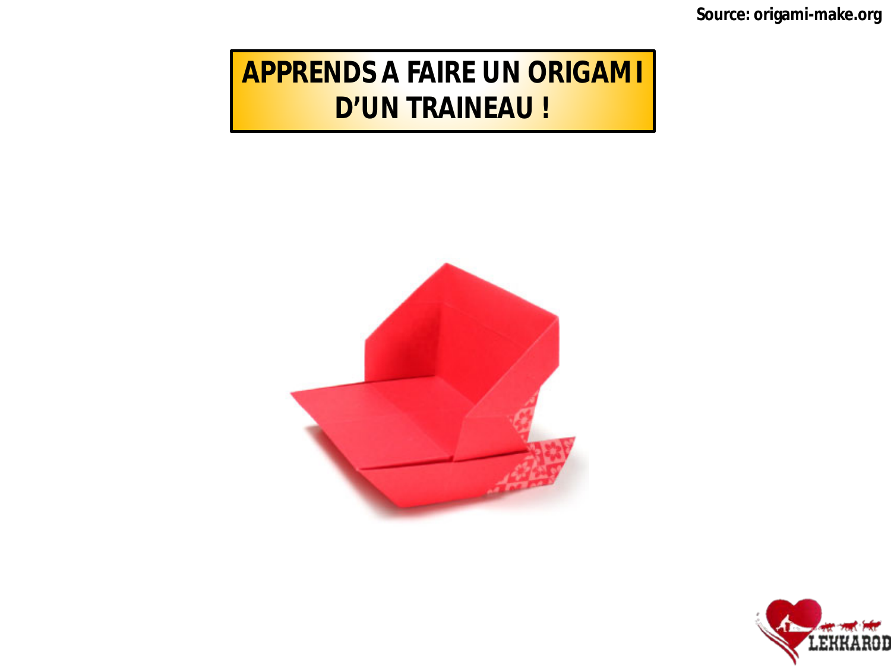Source: origami-make.org

# APPRENDS A FAIRE UN ORIGAMI D'UN TRAINEAU !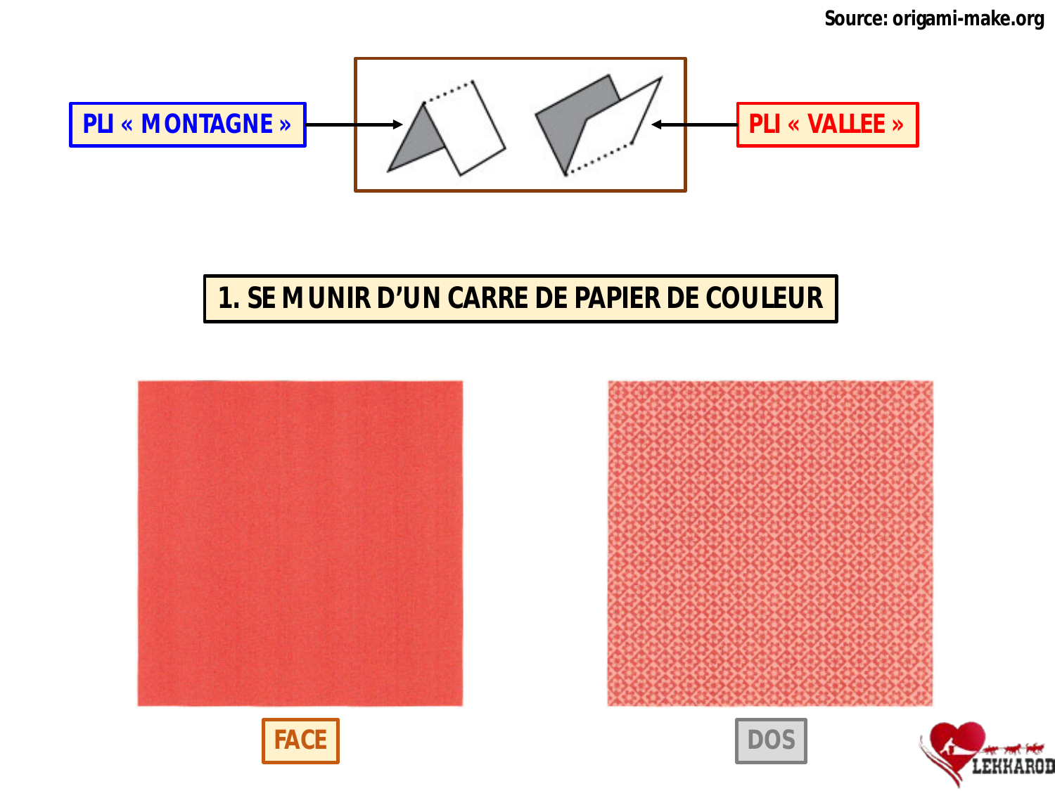Source: origami-make.org

PLI « MONTAGNE »

PLI « VALLEE »

# 1. SE MUNIR D'UN CARRE DE PAPIER DE COULEUR

FACE

DOS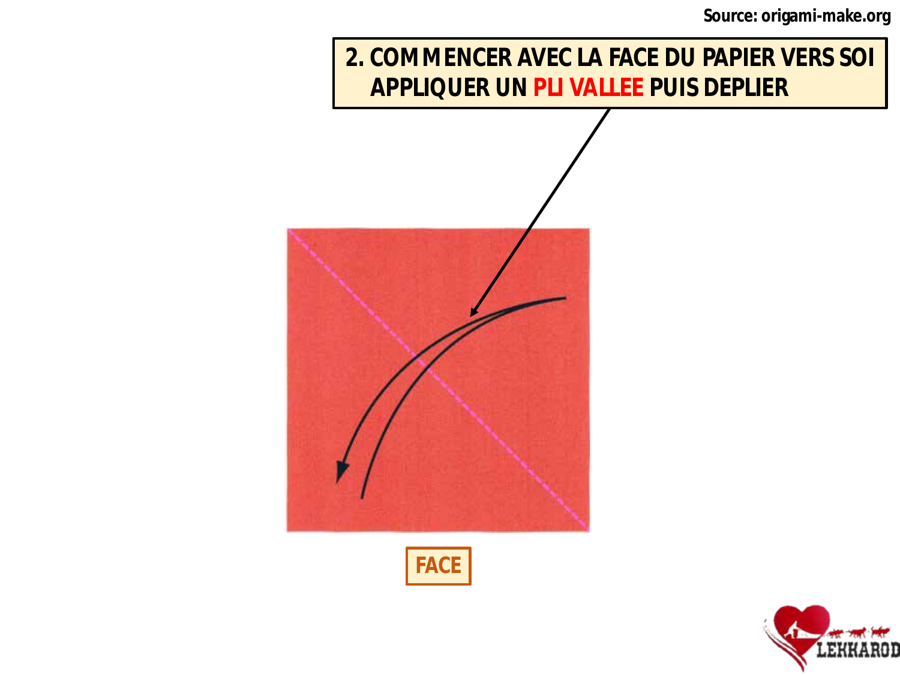Source: origami-make.org

**2. COMMENCER AVEC LA FACE DU PAPIER VERS SOI**
**APPLIQUER UN PLI VALLEE PUIS DEPLIER**

FACE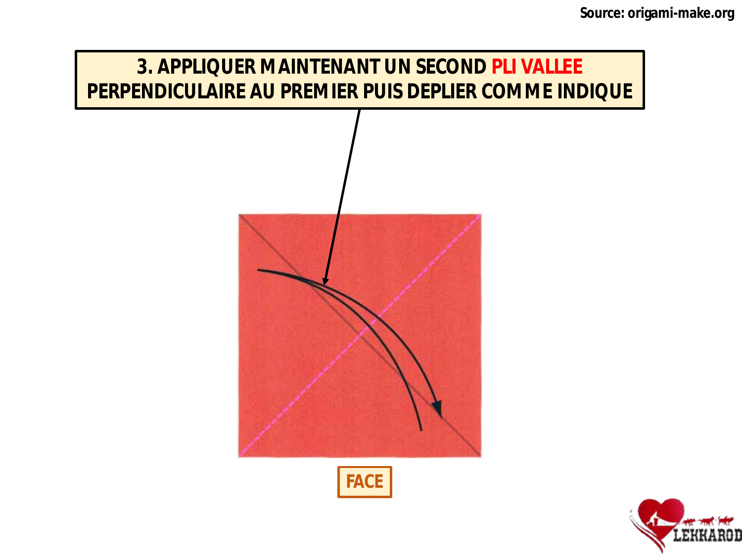**3. APPLIQUER MAINTENANT UN SECOND PLI VALLEE PERPENDICULAIRE AU PREMIER PUIS DEPLIER COMME INDIQUE**

FACE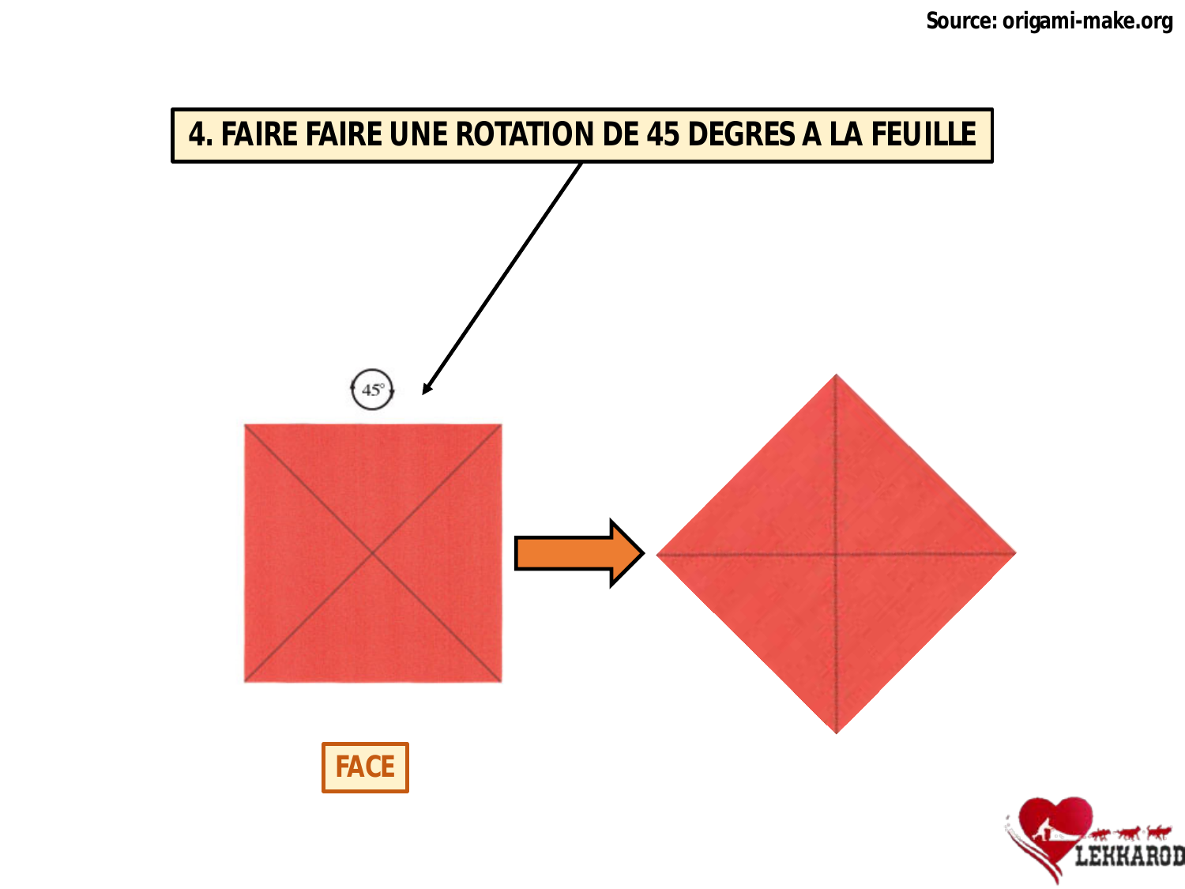Source: origami-make.org

# 4. FAIRE FAIRE UNE ROTATION DE 45 DEGRES A LA FEUILLE

45°

FACE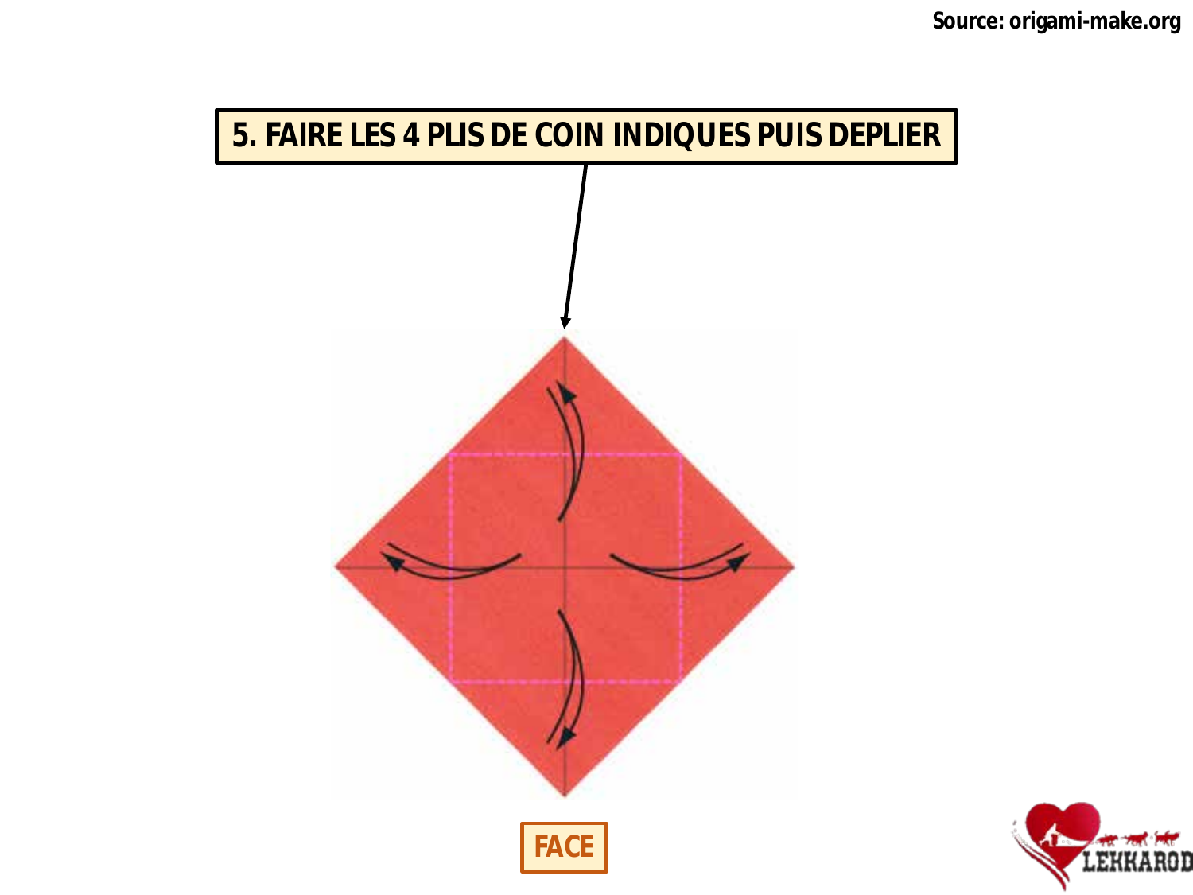Source: origami-make.org

**5. FAIRE LES 4 PLIS DE COIN INDIQUES PUIS DEPLIER**

FACE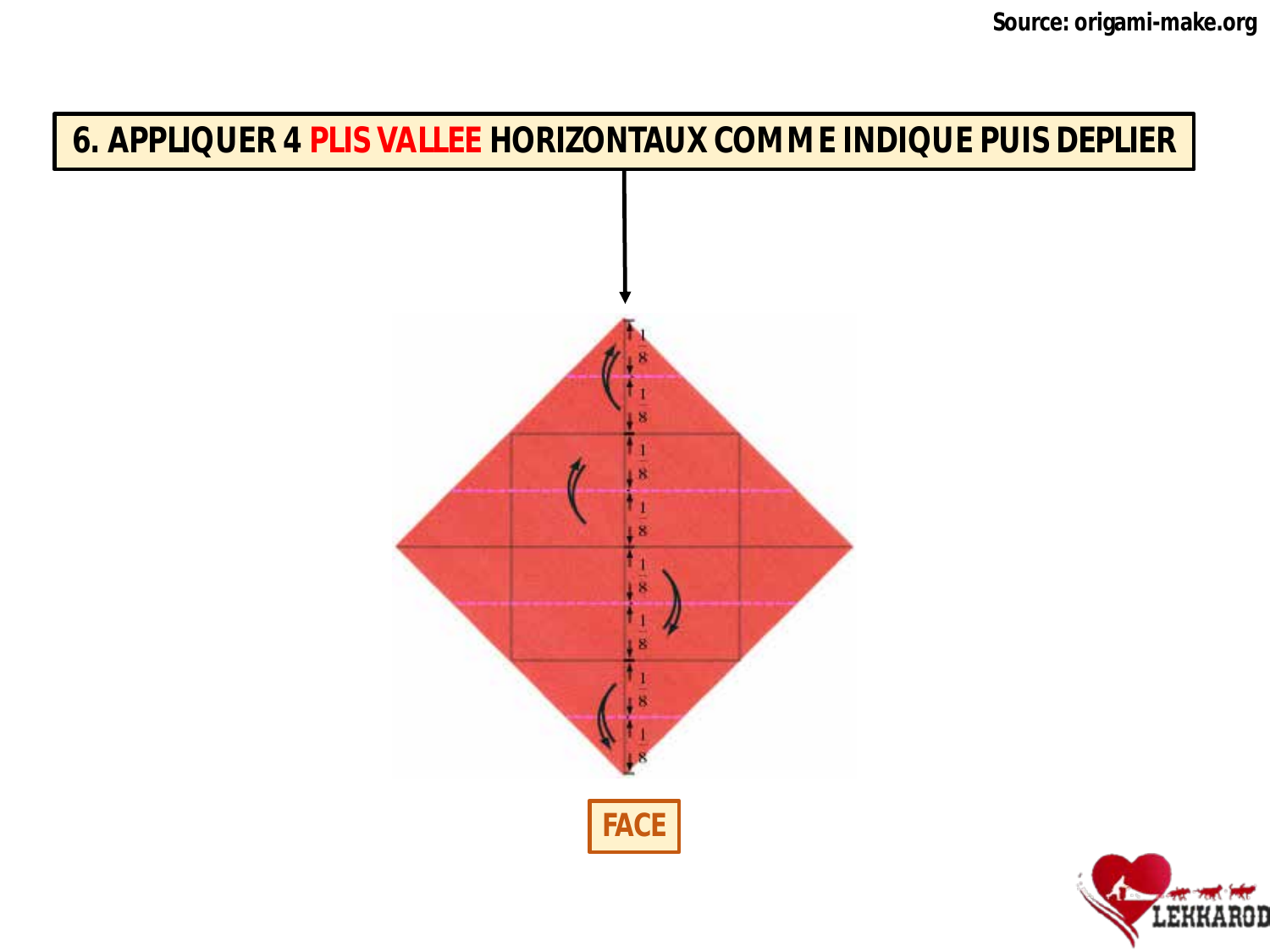# 6. APPLIQUER 4 PLIS VALLEE HORIZONTAUX COMME INDIQUE PUIS DEPLIER

FACE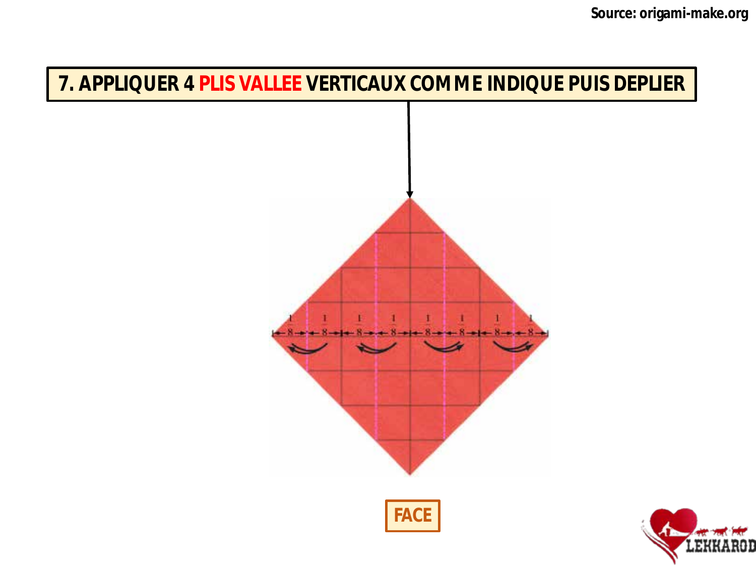Source: origami-make.org

# 7. APPLIQUER 4 PLIS VALLEE VERTICAUX COMME INDIQUE PUIS DEPLIER

$\frac{1}{8}$ $\frac{1}{8}$ $\frac{1}{8}$ $\frac{1}{8}$ $\frac{1}{8}$ $\frac{1}{8}$ $\frac{1}{8}$ $\frac{1}{8}$

FACE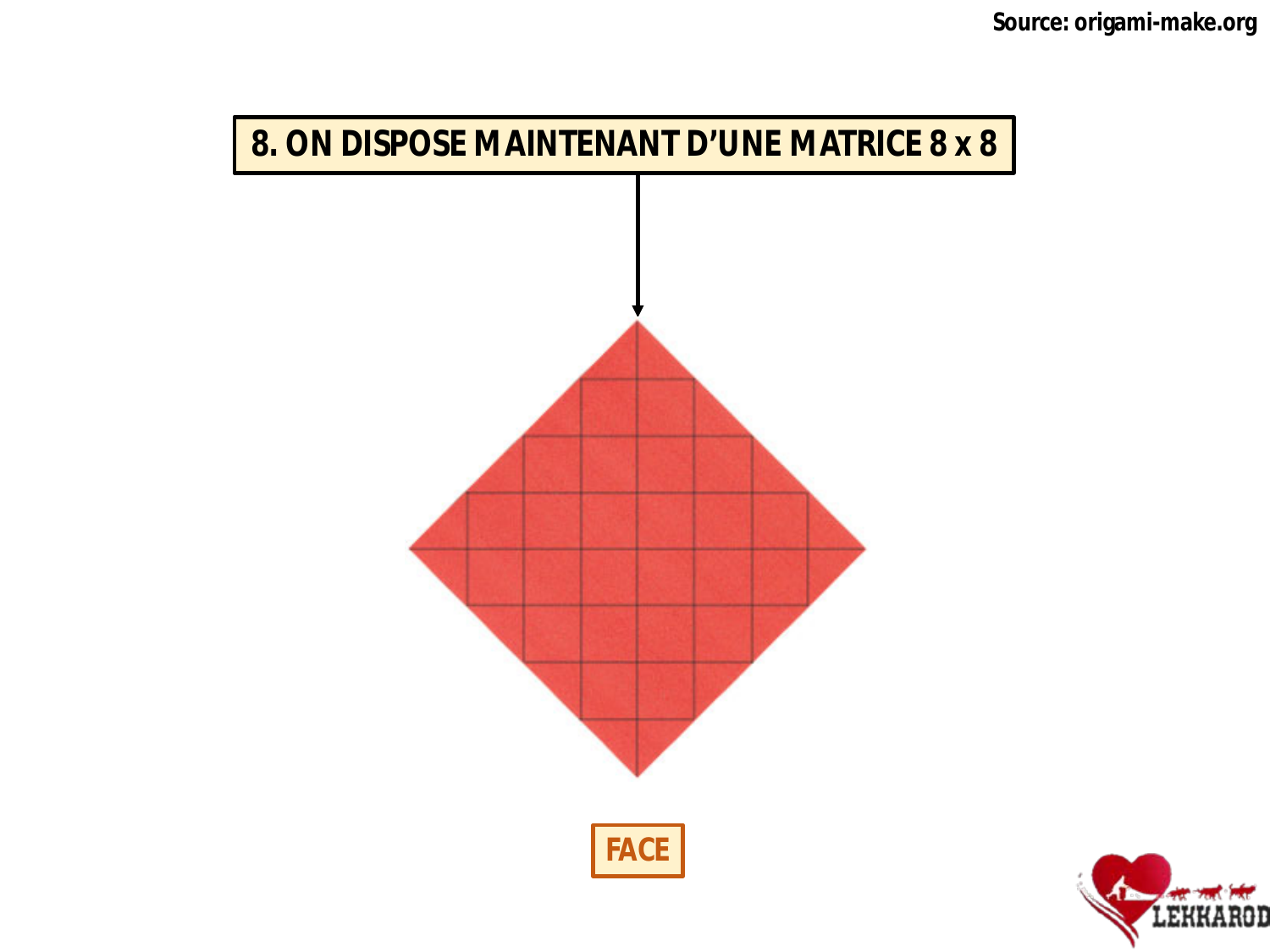Source: origami-make.org

# 8. ON DISPOSE MAINTENANT D'UNE MATRICE 8 x 8

FACE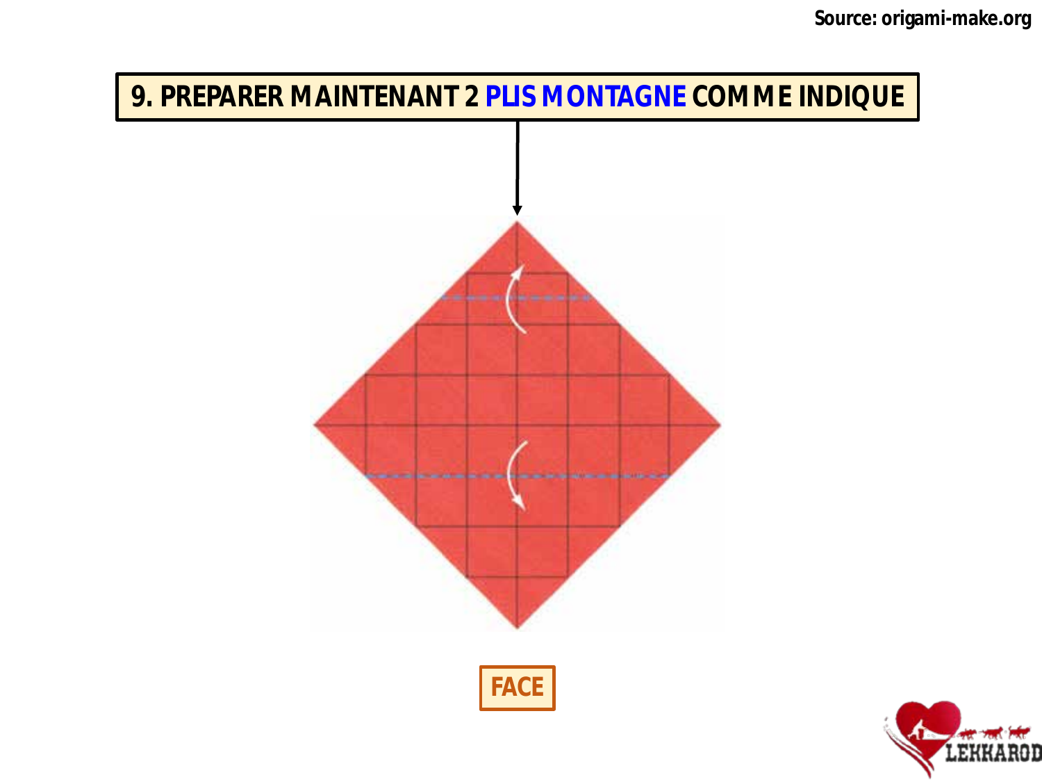Source: origami-make.org

**9. PREPARER MAINTENANT 2 PLIS MONTAGNE COMME INDIQUE**

FACE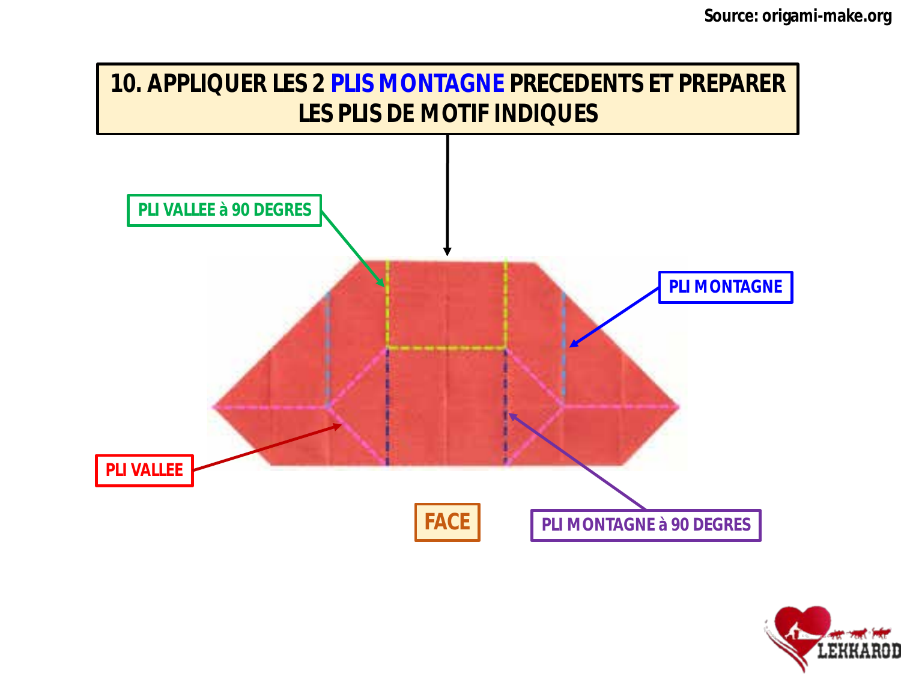Source: origami-make.org

# 10. APPLIQUER LES 2 PLIS MONTAGNE PRECEDENTS ET PREPARER LES PLIS DE MOTIF INDIQUES

PLI VALLEE à 90 DEGRES

PLI MONTAGNE

PLI VALLEE

FACE

PLI MONTAGNE à 90 DEGRES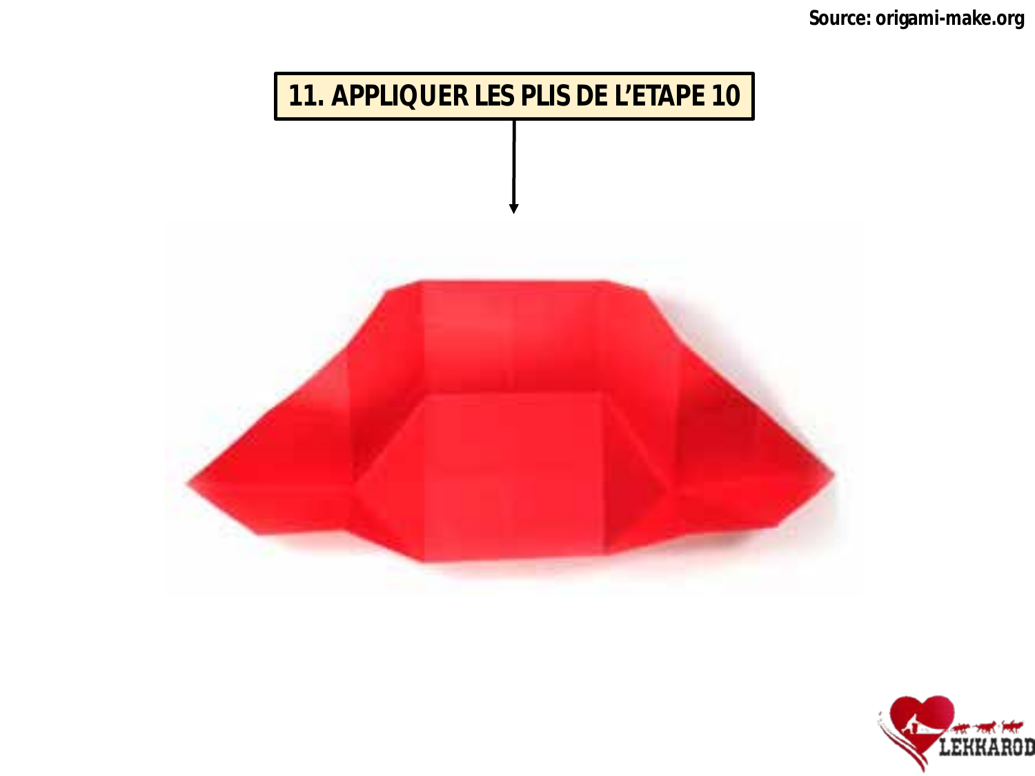Source: origami-make.org

**11. APPLIQUER LES PLIS DE L'ETAPE 10**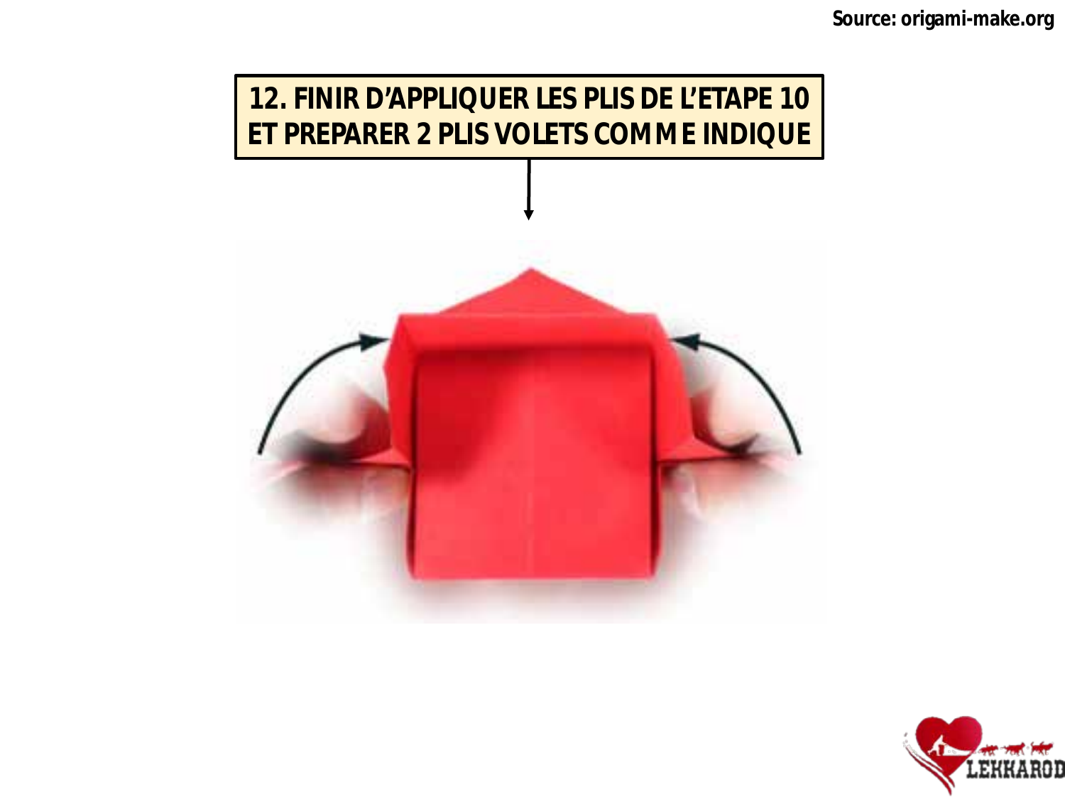Source: origami-make.org

**12. FINIR D'APPLIQUER LES PLIS DE L'ETAPE 10 ET PREPARER 2 PLIS VOLETS COMME INDIQUE**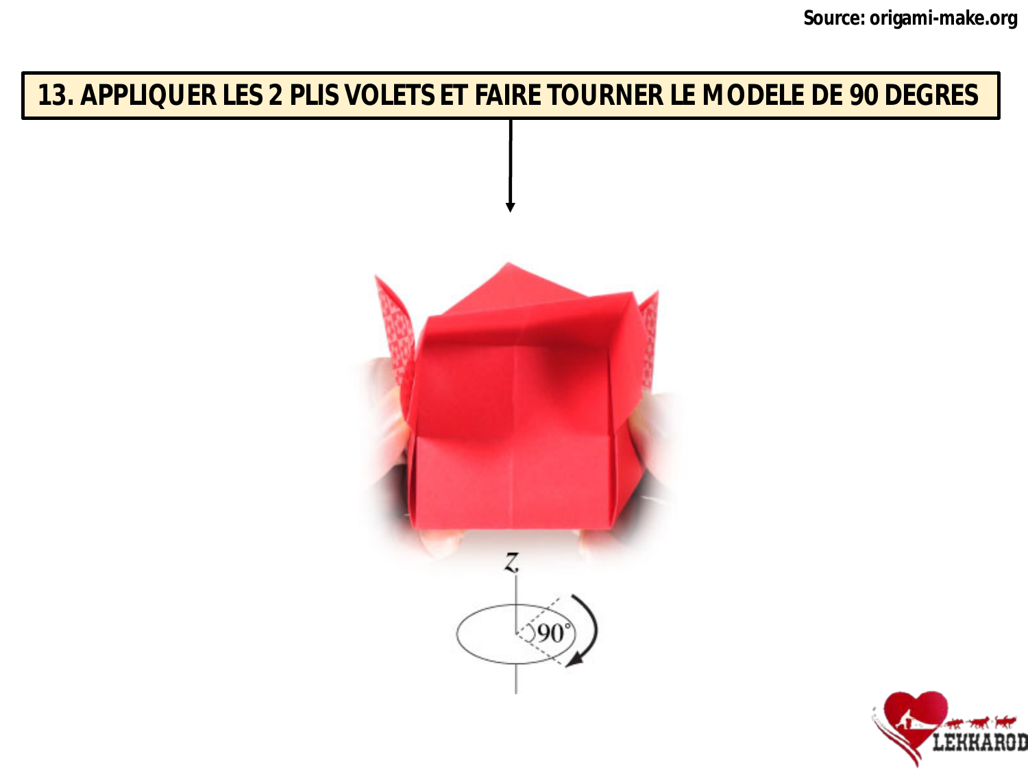Source: origami-make.org

**13. APPLIQUER LES 2 PLIS VOLETS ET FAIRE TOURNER LE MODELE DE 90 DEGRES**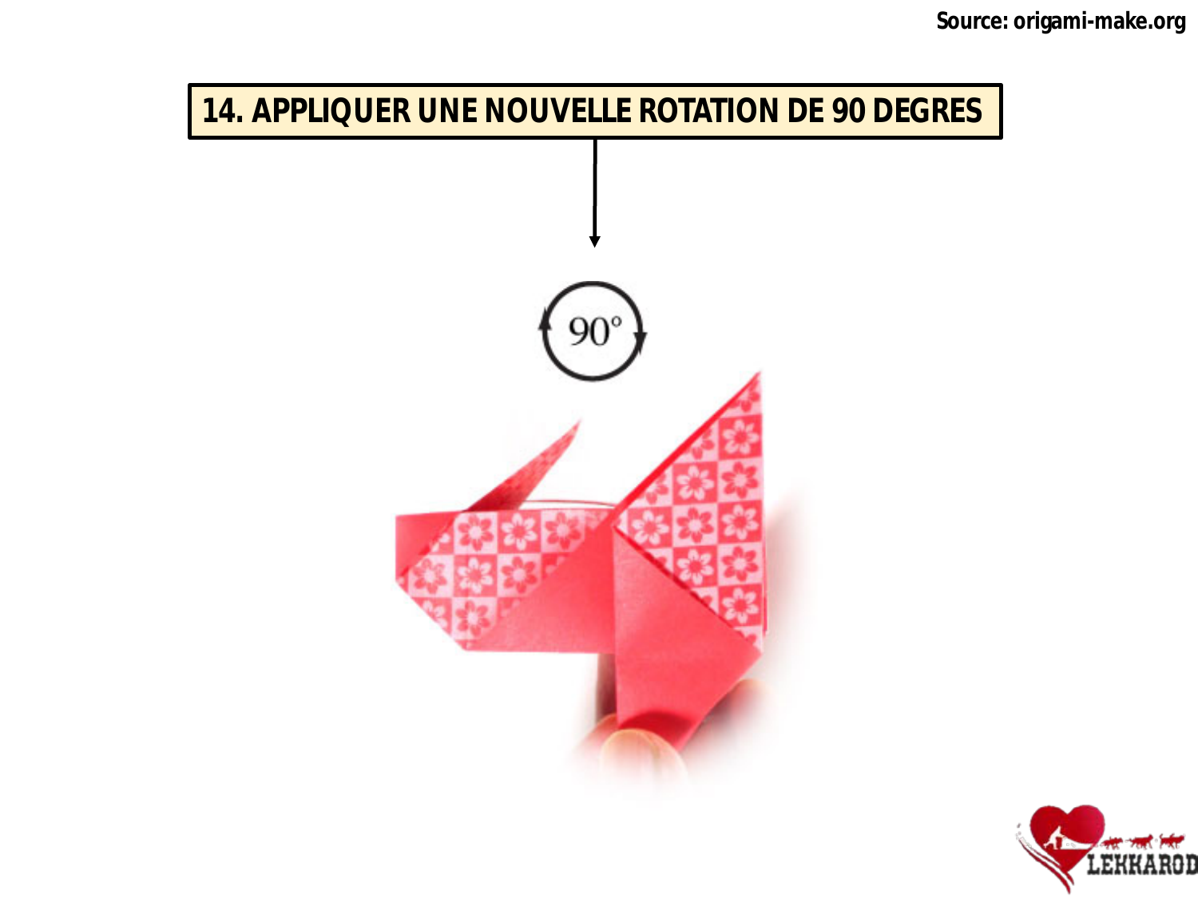Source: origami-make.org

# 14. APPLIQUER UNE NOUVELLE ROTATION DE 90 DEGRES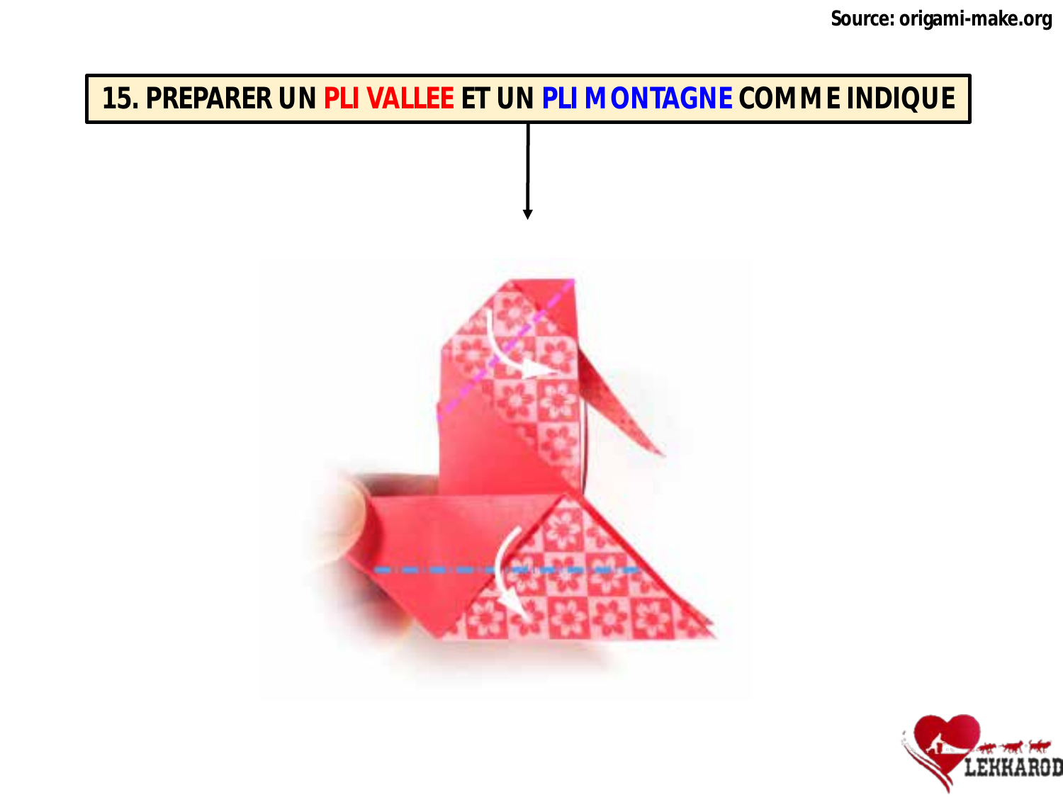Source: origami-make.org

# 15. PREPARER UN PLI VALLEE ET UN PLI MONTAGNE COMME INDIQUE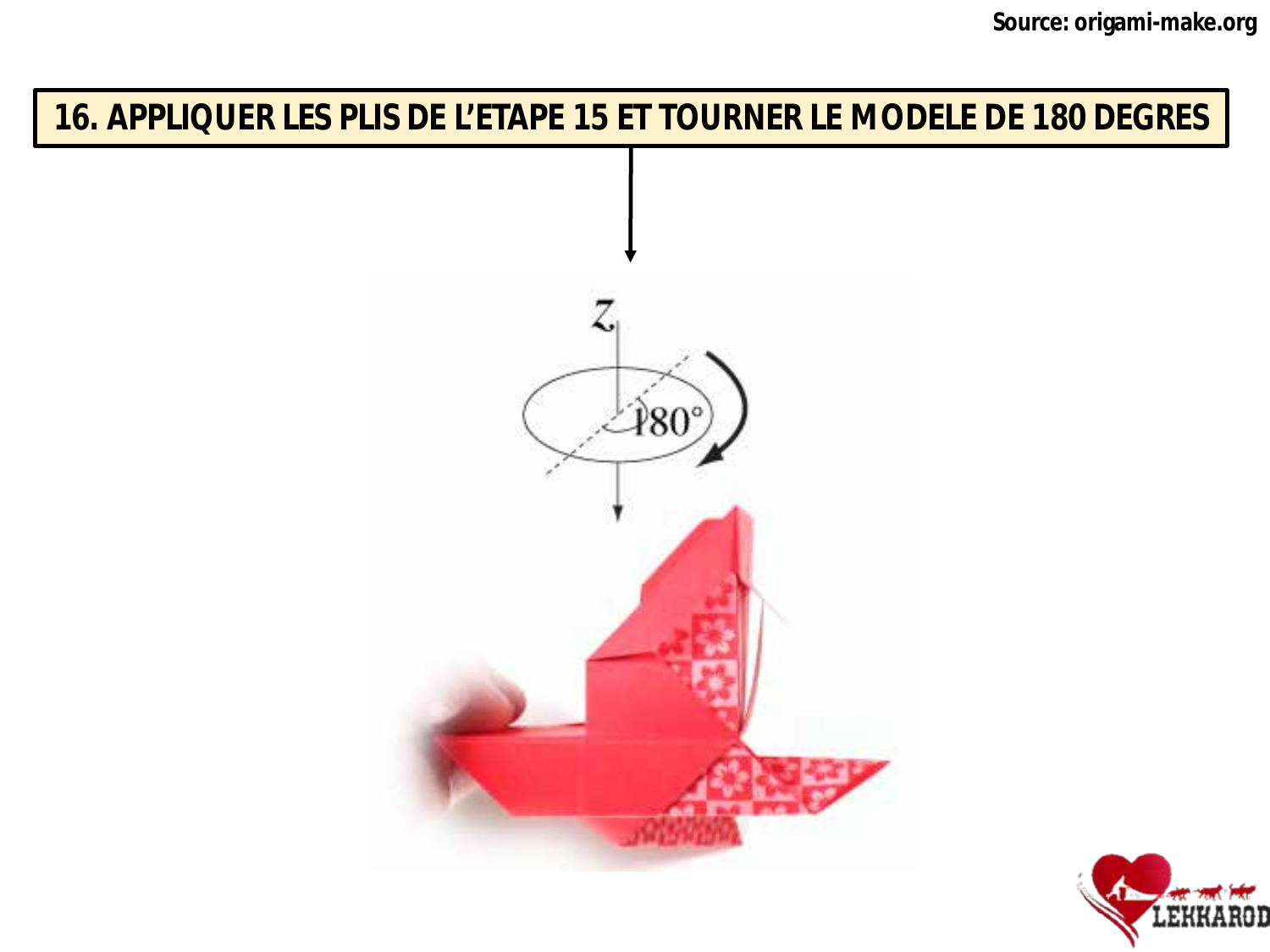Source: origami-make.org

**16. APPLIQUER LES PLIS DE L'ETAPE 15 ET TOURNER LE MODELE DE 180 DEGRES**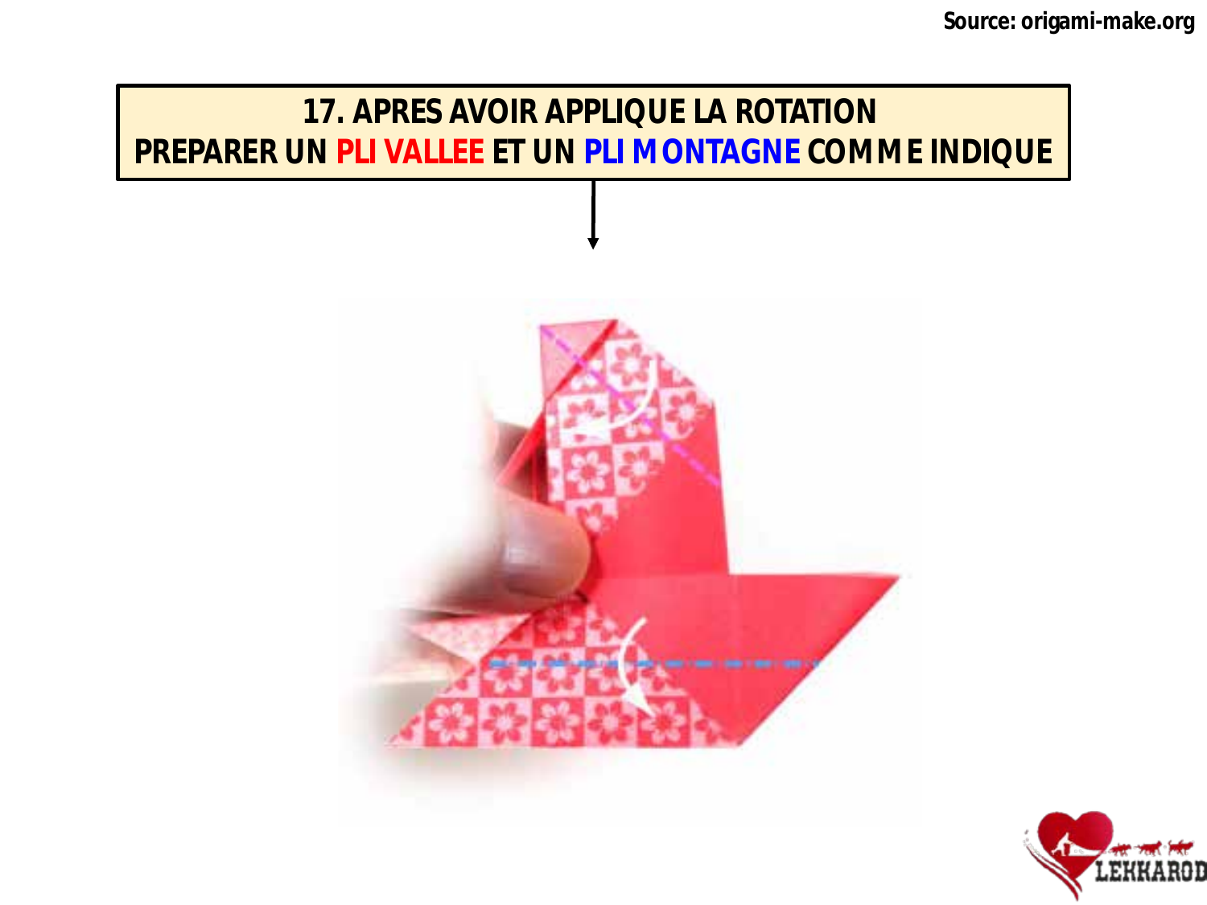**17. APRES AVOIR APPLIQUE LA ROTATION**
**PREPARER UN PLI VALLEE ET UN PLI MONTAGNE COMME INDIQUE**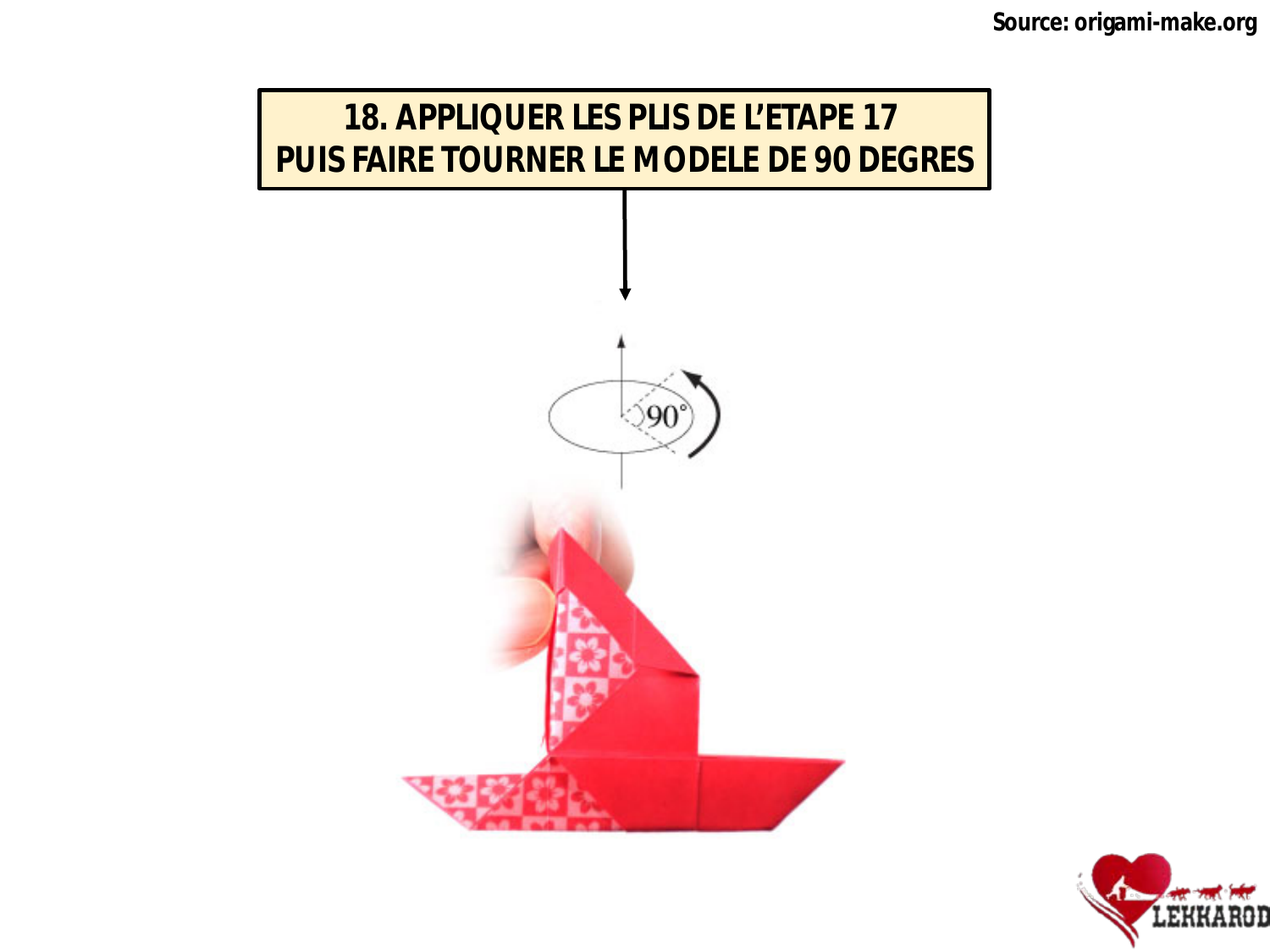Source: origami-make.org

**18. APPLIQUER LES PLIS DE L'ETAPE 17 PUIS FAIRE TOURNER LE MODELE DE 90 DEGRES**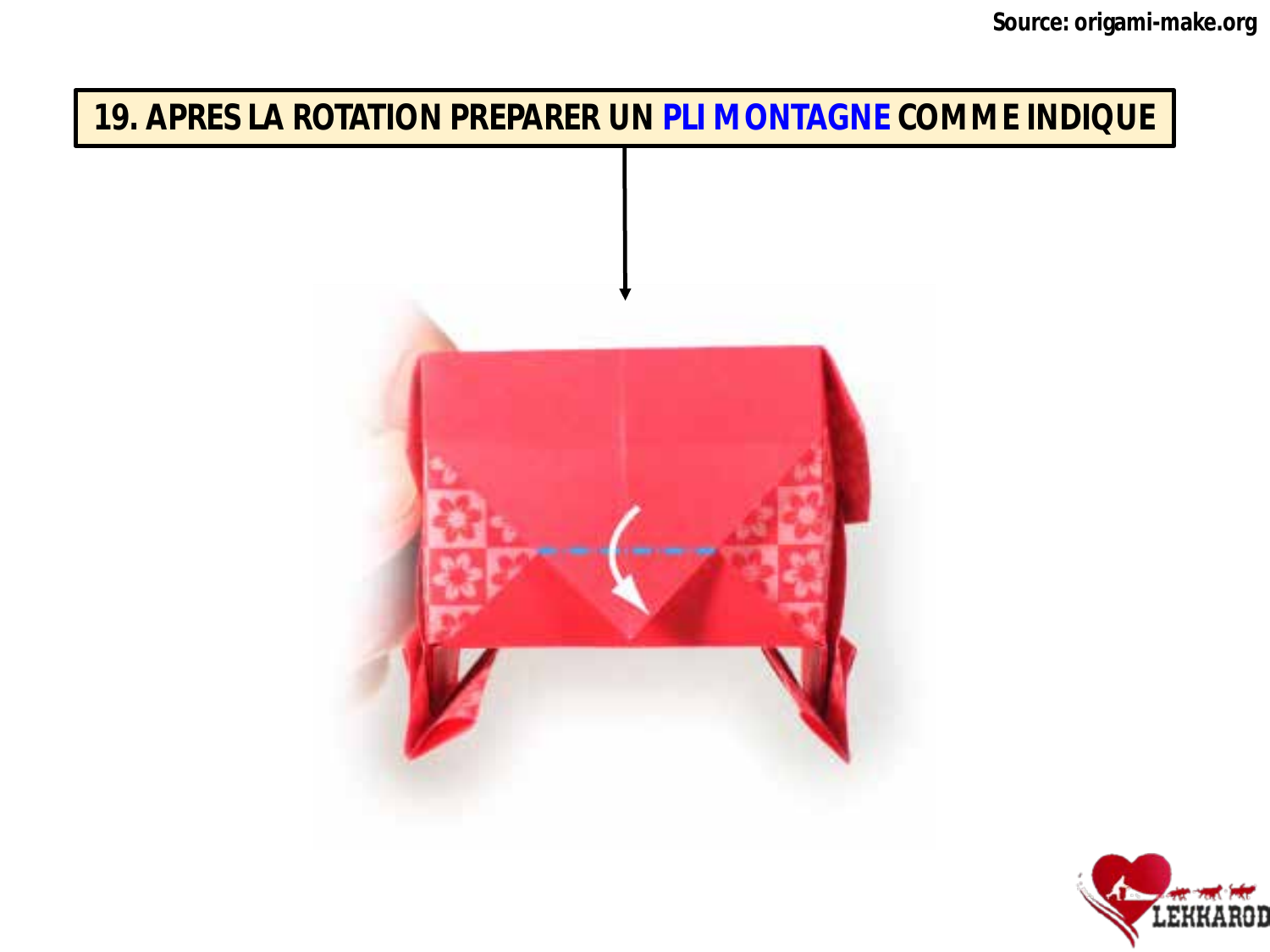Source: origami-make.org

**19. APRES LA ROTATION PREPARER UN PLI MONTAGNE COMME INDIQUE**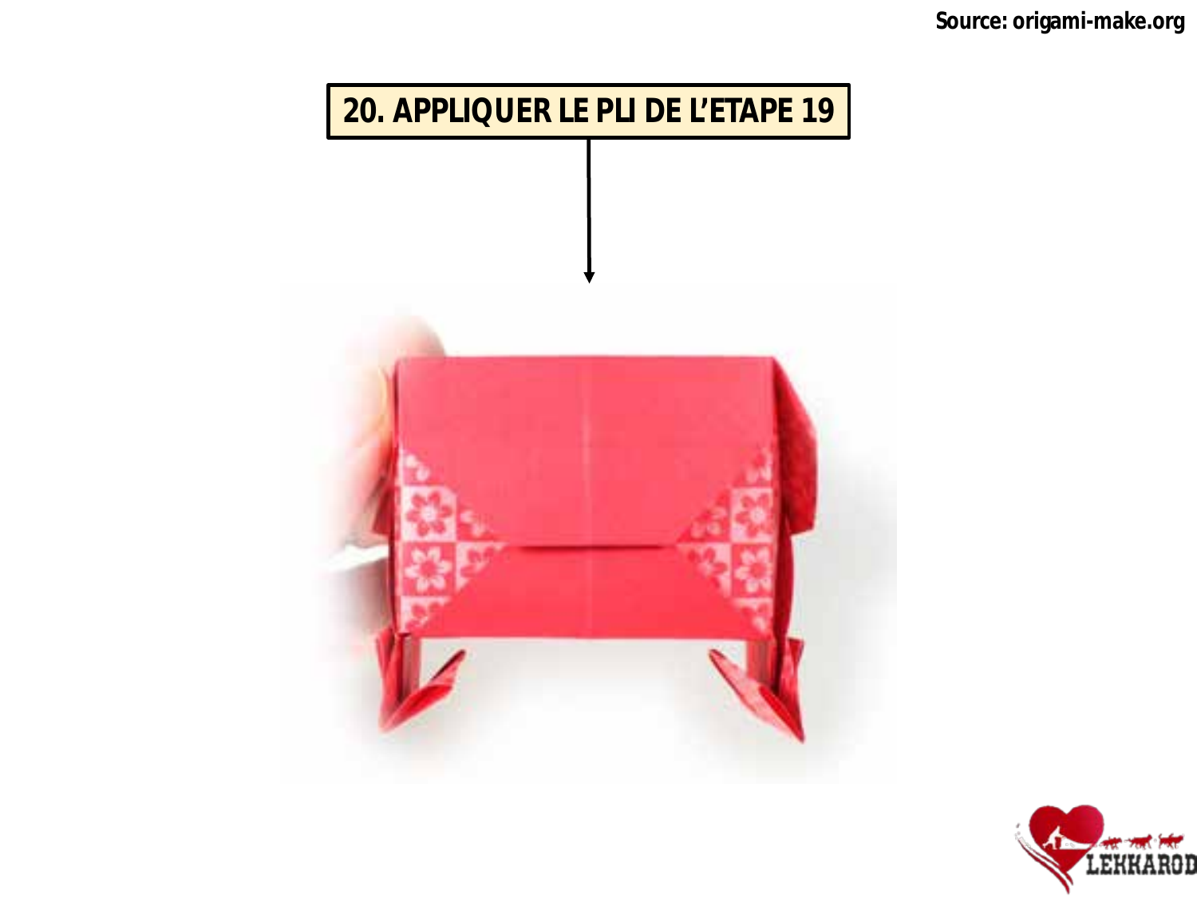Source: origami-make.org

20. APPLIQUER LE PLI DE L'ETAPE 19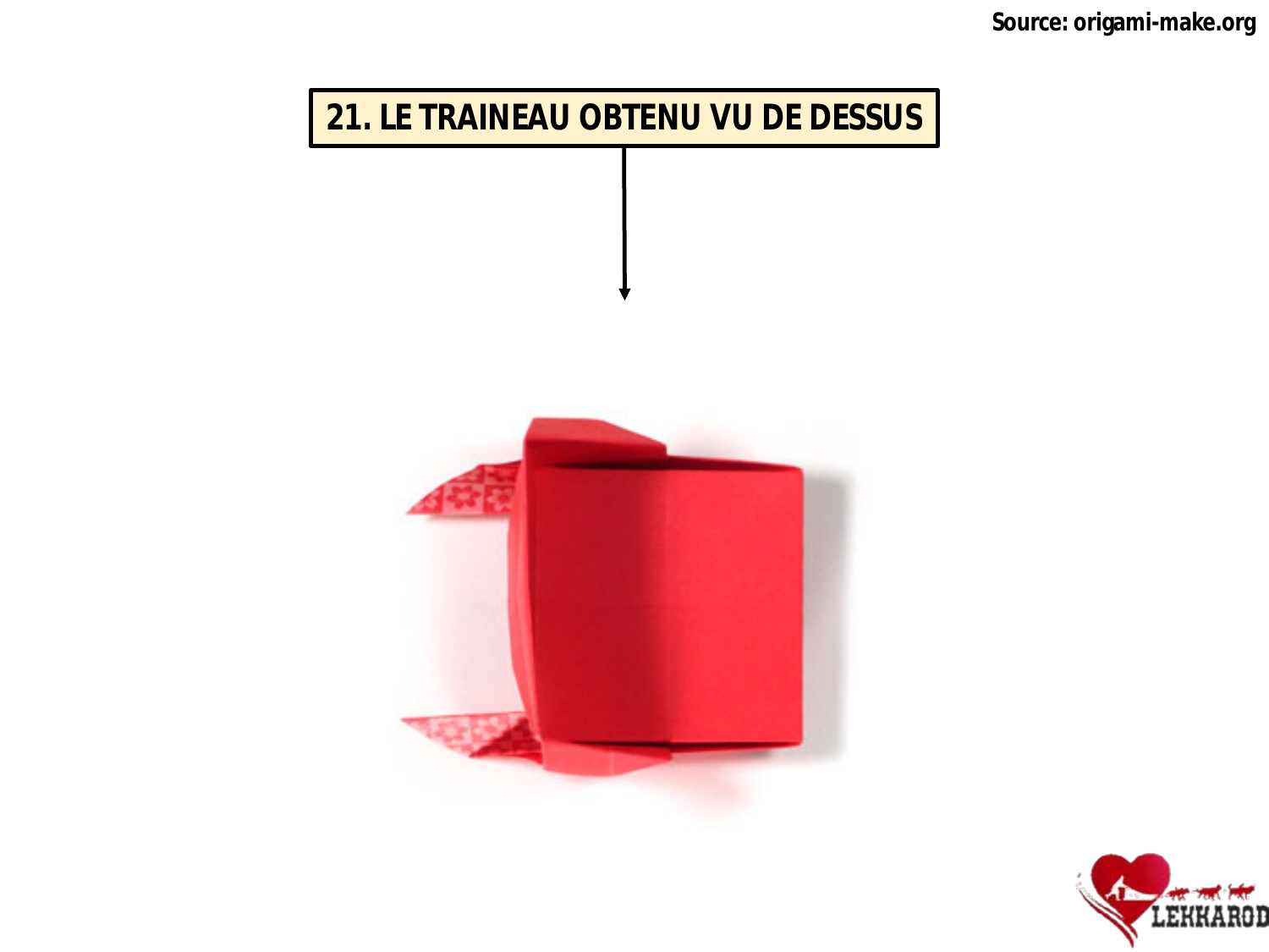Source: origami-make.org

# 21. LE TRAINEAU OBTENU VU DE DESSUS